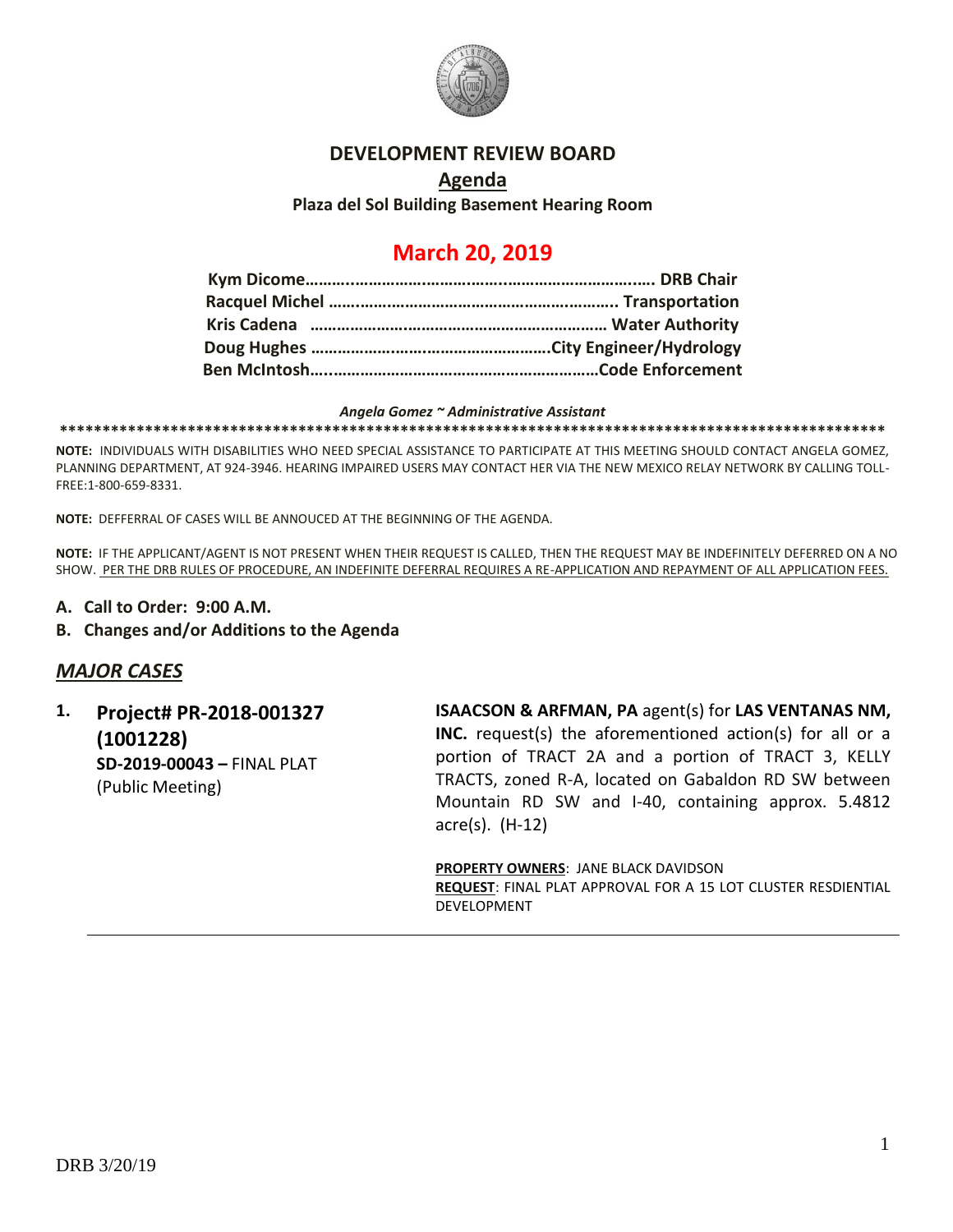# DEVELOPMENT REVIEW BOARD

## Agenda

**Plaza del Sol Building Basement Hearing Room**

## March 20, 2019

**Kym Dicome………..………………………..…………………….….. DRB Chair**
**Racquel Michel ……………………………………………………….. Transportation**
**Kris Cadena ………………………………………………………… Water Authority**
**Doug Hughes ……………………………………………….City Engineer/Hydrology**
**Ben McIntosh….…………………………………………………Code Enforcement**

***Angela Gomez ~ Administrative Assistant***

**************************************************************************************************

**NOTE:** INDIVIDUALS WITH DISABILITIES WHO NEED SPECIAL ASSISTANCE TO PARTICIPATE AT THIS MEETING SHOULD CONTACT ANGELA GOMEZ, PLANNING DEPARTMENT, AT 924-3946. HEARING IMPAIRED USERS MAY CONTACT HER VIA THE NEW MEXICO RELAY NETWORK BY CALLING TOLL-FREE:1-800-659-8331.

**NOTE:** DEFFERRAL OF CASES WILL BE ANNOUCED AT THE BEGINNING OF THE AGENDA.

**NOTE:** IF THE APPLICANT/AGENT IS NOT PRESENT WHEN THEIR REQUEST IS CALLED, THEN THE REQUEST MAY BE INDEFINITELY DEFERRED ON A NO SHOW. PER THE DRB RULES OF PROCEDURE, AN INDEFINITE DEFERRAL REQUIRES A RE-APPLICATION AND REPAYMENT OF ALL APPLICATION FEES.

**A. Call to Order: 9:00 A.M.**

**B. Changes and/or Additions to the Agenda**

## *MAJOR CASES*

**1. Project# PR-2018-001327 (1001228)**
**SD-2019-00043 –** FINAL PLAT
(Public Meeting)

**ISAACSON & ARFMAN, PA** agent(s) for **LAS VENTANAS NM, INC.** request(s) the aforementioned action(s) for all or a portion of TRACT 2A and a portion of TRACT 3, KELLY TRACTS, zoned R-A, located on Gabaldon RD SW between Mountain RD SW and I-40, containing approx. 5.4812 acre(s). (H-12)

**PROPERTY OWNERS**: JANE BLACK DAVIDSON
**REQUEST**: FINAL PLAT APPROVAL FOR A 15 LOT CLUSTER RESDIENTIAL DEVELOPMENT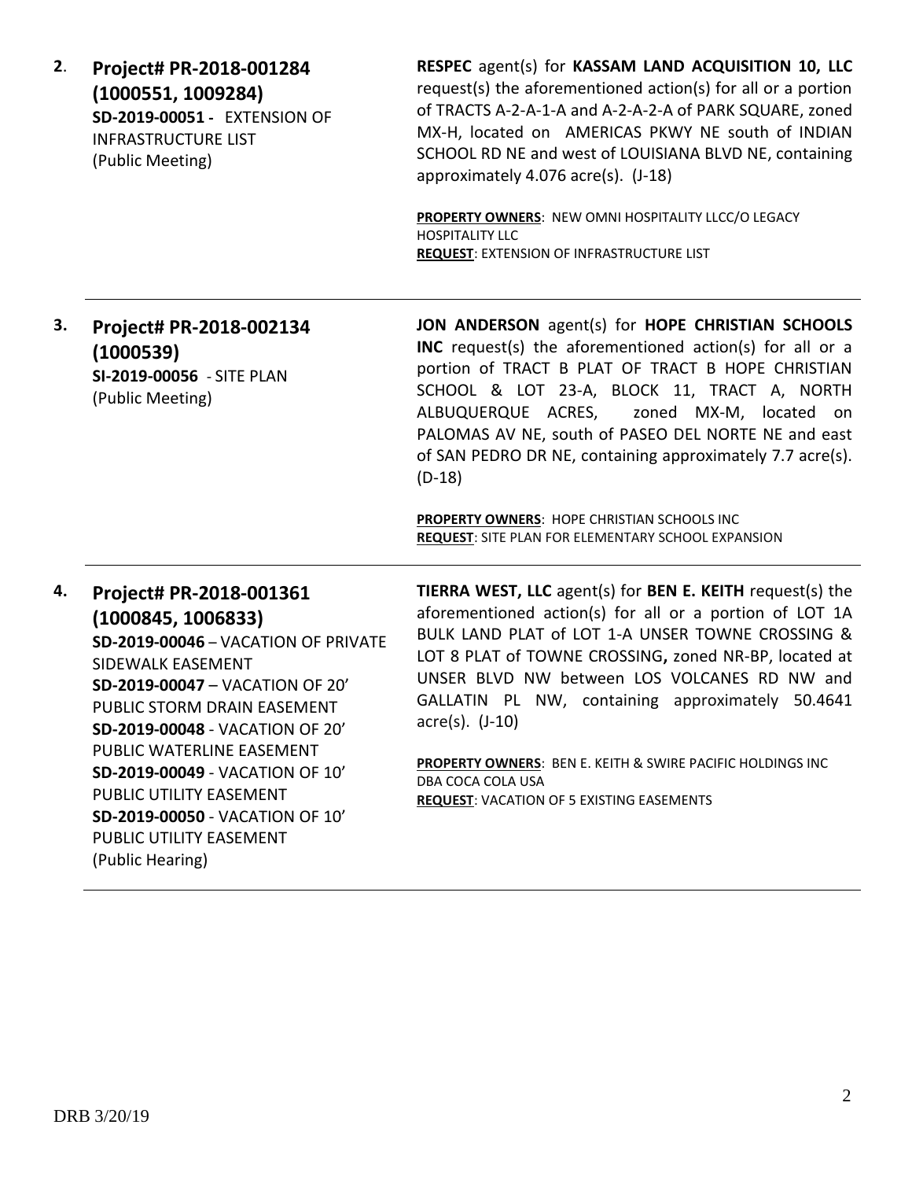**2**. **Project# PR-2018-001284 (1000551, 1009284)**
**SD-2019-00051 -** EXTENSION OF INFRASTRUCTURE LIST
(Public Meeting)

**RESPEC** agent(s) for **KASSAM LAND ACQUISITION 10, LLC** request(s) the aforementioned action(s) for all or a portion of TRACTS A-2-A-1-A and A-2-A-2-A of PARK SQUARE, zoned MX-H, located on AMERICAS PKWY NE south of INDIAN SCHOOL RD NE and west of LOUISIANA BLVD NE, containing approximately 4.076 acre(s). (J-18)

**PROPERTY OWNERS**: NEW OMNI HOSPITALITY LLCC/O LEGACY HOSPITALITY LLC
**REQUEST**: EXTENSION OF INFRASTRUCTURE LIST

---

**3.** **Project# PR-2018-002134 (1000539)**
**SI-2019-00056** - SITE PLAN
(Public Meeting)

**JON ANDERSON** agent(s) for **HOPE CHRISTIAN SCHOOLS INC** request(s) the aforementioned action(s) for all or a portion of TRACT B PLAT OF TRACT B HOPE CHRISTIAN SCHOOL & LOT 23-A, BLOCK 11, TRACT A, NORTH ALBUQUERQUE ACRES, zoned MX-M, located on PALOMAS AV NE, south of PASEO DEL NORTE NE and east of SAN PEDRO DR NE, containing approximately 7.7 acre(s). (D-18)

**PROPERTY OWNERS**: HOPE CHRISTIAN SCHOOLS INC
**REQUEST**: SITE PLAN FOR ELEMENTARY SCHOOL EXPANSION

---

**4.** **Project# PR-2018-001361 (1000845, 1006833)**
**SD-2019-00046** – VACATION OF PRIVATE SIDEWALK EASEMENT
**SD-2019-00047** – VACATION OF 20' PUBLIC STORM DRAIN EASEMENT
**SD-2019-00048** - VACATION OF 20' PUBLIC WATERLINE EASEMENT
**SD-2019-00049** - VACATION OF 10' PUBLIC UTILITY EASEMENT
**SD-2019-00050** - VACATION OF 10' PUBLIC UTILITY EASEMENT
(Public Hearing)

**TIERRA WEST, LLC** agent(s) for **BEN E. KEITH** request(s) the aforementioned action(s) for all or a portion of LOT 1A BULK LAND PLAT of LOT 1-A UNSER TOWNE CROSSING & LOT 8 PLAT of TOWNE CROSSING**,** zoned NR-BP, located at UNSER BLVD NW between LOS VOLCANES RD NW and GALLATIN PL NW, containing approximately 50.4641 acre(s). (J-10)

**PROPERTY OWNERS**: BEN E. KEITH & SWIRE PACIFIC HOLDINGS INC DBA COCA COLA USA
**REQUEST**: VACATION OF 5 EXISTING EASEMENTS

---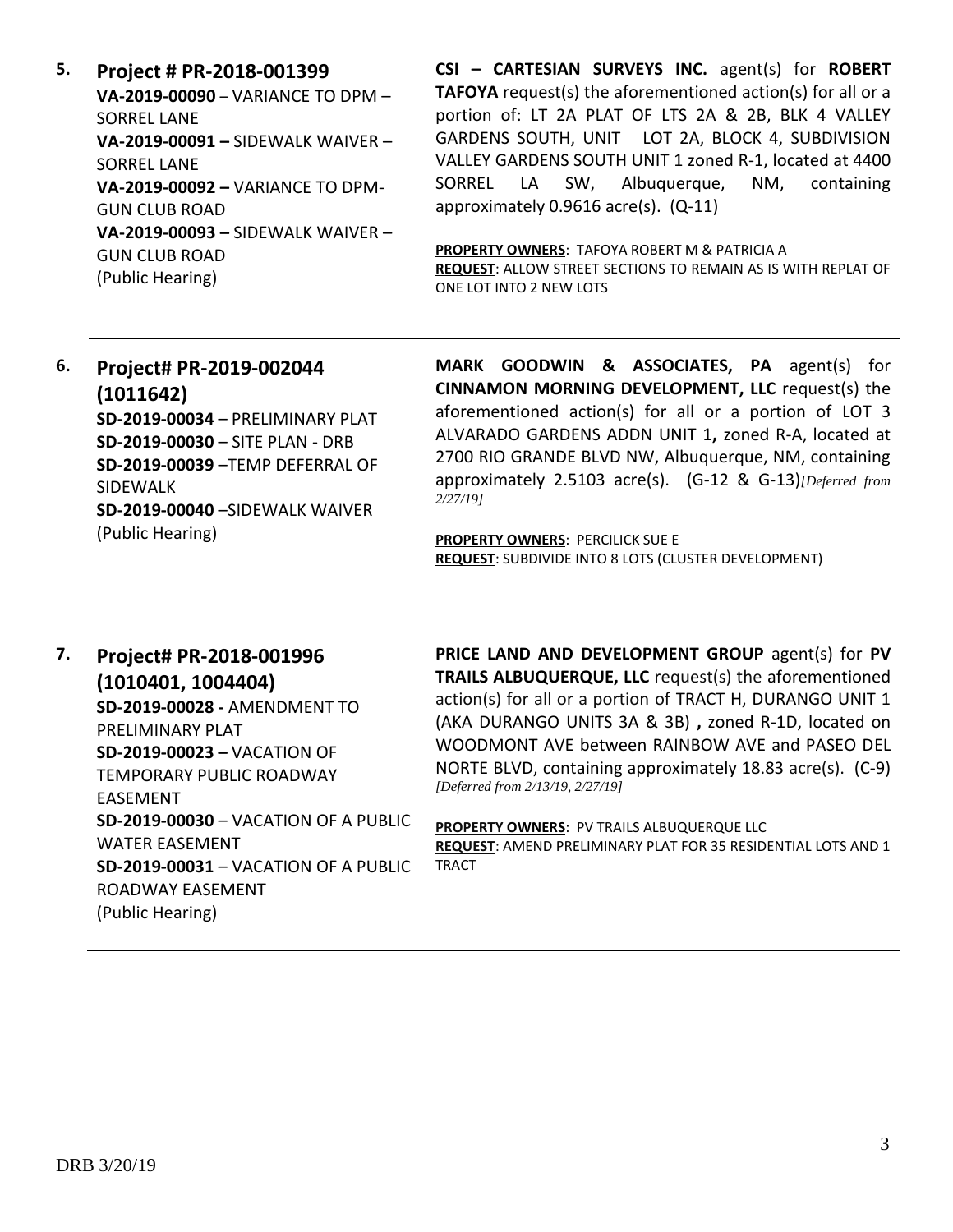**5. Project # PR-2018-001399**
**VA-2019-00090** – VARIANCE TO DPM – SORREL LANE
**VA-2019-00091 –** SIDEWALK WAIVER – SORREL LANE
**VA-2019-00092 –** VARIANCE TO DPM- GUN CLUB ROAD
**VA-2019-00093 –** SIDEWALK WAIVER – GUN CLUB ROAD
(Public Hearing)

**CSI – CARTESIAN SURVEYS INC.** agent(s) for **ROBERT TAFOYA** request(s) the aforementioned action(s) for all or a portion of: LT 2A PLAT OF LTS 2A & 2B, BLK 4 VALLEY GARDENS SOUTH, UNIT LOT 2A, BLOCK 4, SUBDIVISION VALLEY GARDENS SOUTH UNIT 1 zoned R-1, located at 4400 SORREL LA SW, Albuquerque, NM, containing approximately 0.9616 acre(s). (Q-11)

**PROPERTY OWNERS**: TAFOYA ROBERT M & PATRICIA A
**REQUEST**: ALLOW STREET SECTIONS TO REMAIN AS IS WITH REPLAT OF ONE LOT INTO 2 NEW LOTS

---

**6. Project# PR-2019-002044 (1011642)**
**SD-2019-00034** – PRELIMINARY PLAT
**SD-2019-00030** – SITE PLAN - DRB
**SD-2019-00039** –TEMP DEFERRAL OF SIDEWALK
**SD-2019-00040** –SIDEWALK WAIVER
(Public Hearing)

**MARK GOODWIN & ASSOCIATES, PA** agent(s) for **CINNAMON MORNING DEVELOPMENT, LLC** request(s) the aforementioned action(s) for all or a portion of LOT 3 ALVARADO GARDENS ADDN UNIT 1**,** zoned R-A, located at 2700 RIO GRANDE BLVD NW, Albuquerque, NM, containing approximately 2.5103 acre(s). (G-12 & G-13)*[Deferred from 2/27/19]*

**PROPERTY OWNERS**: PERCILICK SUE E
**REQUEST**: SUBDIVIDE INTO 8 LOTS (CLUSTER DEVELOPMENT)

---

**7. Project# PR-2018-001996 (1010401, 1004404)**
**SD-2019-00028 -** AMENDMENT TO PRELIMINARY PLAT
**SD-2019-00023 –** VACATION OF TEMPORARY PUBLIC ROADWAY EASEMENT
**SD-2019-00030** – VACATION OF A PUBLIC WATER EASEMENT
**SD-2019-00031** – VACATION OF A PUBLIC ROADWAY EASEMENT
(Public Hearing)

**PRICE LAND AND DEVELOPMENT GROUP** agent(s) for **PV TRAILS ALBUQUERQUE, LLC** request(s) the aforementioned action(s) for all or a portion of TRACT H, DURANGO UNIT 1 (AKA DURANGO UNITS 3A & 3B) **,** zoned R-1D, located on WOODMONT AVE between RAINBOW AVE and PASEO DEL NORTE BLVD, containing approximately 18.83 acre(s). (C-9) *[Deferred from 2/13/19, 2/27/19]*

**PROPERTY OWNERS**: PV TRAILS ALBUQUERQUE LLC
**REQUEST**: AMEND PRELIMINARY PLAT FOR 35 RESIDENTIAL LOTS AND 1 TRACT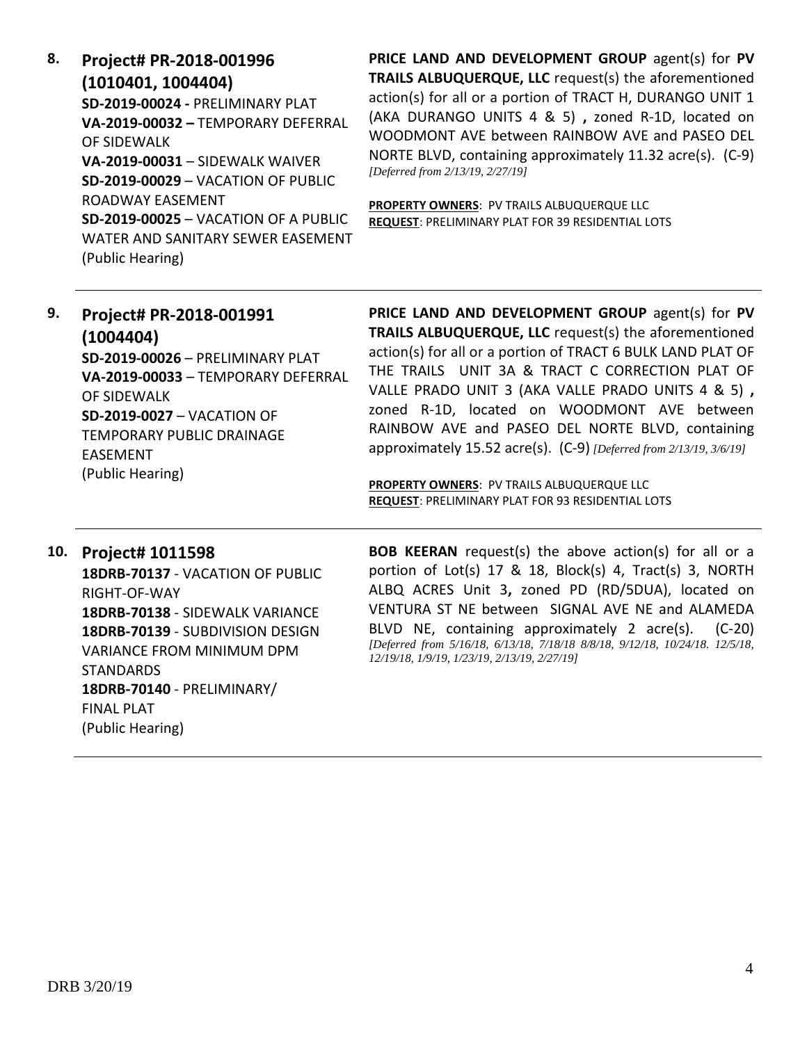8. **Project# PR-2018-001996 (1010401, 1004404)**
**SD-2019-00024 -** PRELIMINARY PLAT
**VA-2019-00032 –** TEMPORARY DEFERRAL OF SIDEWALK
**VA-2019-00031** – SIDEWALK WAIVER
**SD-2019-00029** – VACATION OF PUBLIC ROADWAY EASEMENT
**SD-2019-00025** – VACATION OF A PUBLIC WATER AND SANITARY SEWER EASEMENT
(Public Hearing)

**PRICE LAND AND DEVELOPMENT GROUP** agent(s) for **PV TRAILS ALBUQUERQUE, LLC** request(s) the aforementioned action(s) for all or a portion of TRACT H, DURANGO UNIT 1 (AKA DURANGO UNITS 4 & 5) **,** zoned R-1D, located on WOODMONT AVE between RAINBOW AVE and PASEO DEL NORTE BLVD, containing approximately 11.32 acre(s). (C-9) *[Deferred from 2/13/19, 2/27/19]*

**PROPERTY OWNERS**: PV TRAILS ALBUQUERQUE LLC
**REQUEST**: PRELIMINARY PLAT FOR 39 RESIDENTIAL LOTS

---

9. **Project# PR-2018-001991 (1004404)**
**SD-2019-00026** – PRELIMINARY PLAT
**VA-2019-00033** – TEMPORARY DEFERRAL OF SIDEWALK
**SD-2019-0027** – VACATION OF TEMPORARY PUBLIC DRAINAGE EASEMENT
(Public Hearing)

**PRICE LAND AND DEVELOPMENT GROUP** agent(s) for **PV TRAILS ALBUQUERQUE, LLC** request(s) the aforementioned action(s) for all or a portion of TRACT 6 BULK LAND PLAT OF THE TRAILS UNIT 3A & TRACT C CORRECTION PLAT OF VALLE PRADO UNIT 3 (AKA VALLE PRADO UNITS 4 & 5) **,** zoned R-1D, located on WOODMONT AVE between RAINBOW AVE and PASEO DEL NORTE BLVD, containing approximately 15.52 acre(s). (C-9) *[Deferred from 2/13/19, 3/6/19]*

**PROPERTY OWNERS**: PV TRAILS ALBUQUERQUE LLC
**REQUEST**: PRELIMINARY PLAT FOR 93 RESIDENTIAL LOTS

---

10. **Project# 1011598**
**18DRB-70137** - VACATION OF PUBLIC RIGHT-OF-WAY
**18DRB-70138** - SIDEWALK VARIANCE
**18DRB-70139** - SUBDIVISION DESIGN VARIANCE FROM MINIMUM DPM STANDARDS
**18DRB-70140** - PRELIMINARY/ FINAL PLAT
(Public Hearing)

**BOB KEERAN** request(s) the above action(s) for all or a portion of Lot(s) 17 & 18, Block(s) 4, Tract(s) 3, NORTH ALBQ ACRES Unit 3**,** zoned PD (RD/5DUA), located on VENTURA ST NE between SIGNAL AVE NE and ALAMEDA BLVD NE, containing approximately 2 acre(s). (C-20) *[Deferred from 5/16/18, 6/13/18, 7/18/18 8/8/18, 9/12/18, 10/24/18. 12/5/18, 12/19/18, 1/9/19, 1/23/19, 2/13/19, 2/27/19]*

---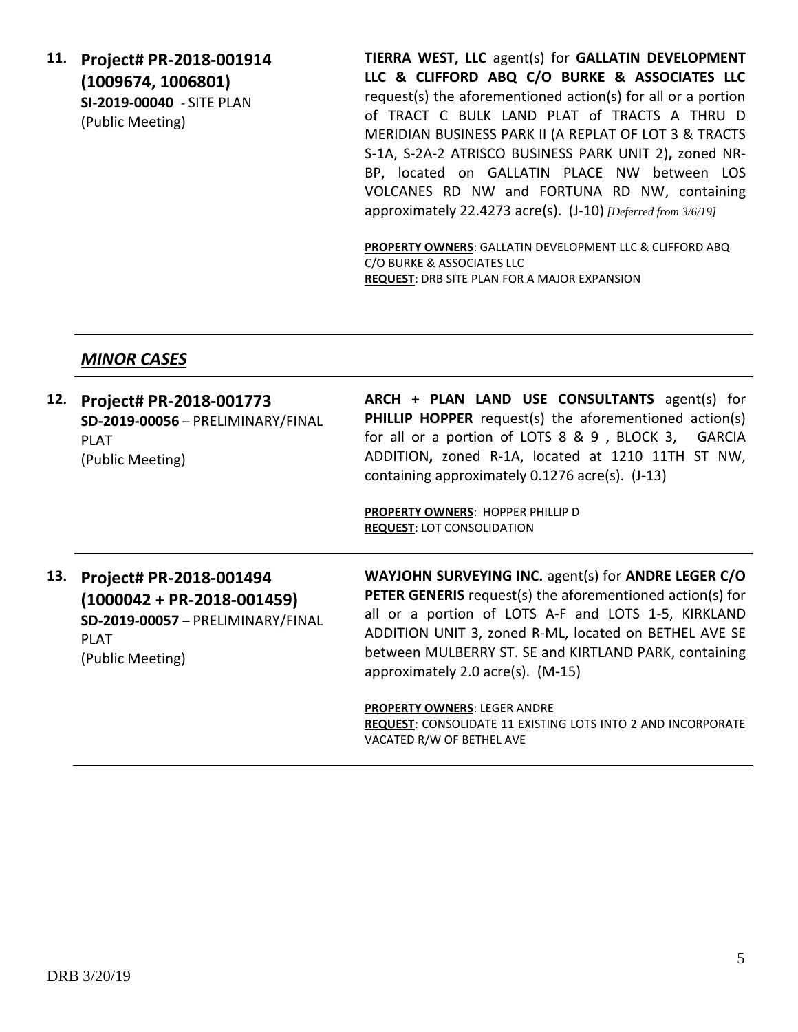**11. Project# PR-2018-001914 (1009674, 1006801)**
**SI-2019-00040** - SITE PLAN
(Public Meeting)

**TIERRA WEST, LLC** agent(s) for **GALLATIN DEVELOPMENT LLC & CLIFFORD ABQ C/O BURKE & ASSOCIATES LLC** request(s) the aforementioned action(s) for all or a portion of TRACT C BULK LAND PLAT of TRACTS A THRU D MERIDIAN BUSINESS PARK II (A REPLAT OF LOT 3 & TRACTS S-1A, S-2A-2 ATRISCO BUSINESS PARK UNIT 2)**,** zoned NR-BP, located on GALLATIN PLACE NW between LOS VOLCANES RD NW and FORTUNA RD NW, containing approximately 22.4273 acre(s). (J-10) *[Deferred from 3/6/19]*

**PROPERTY OWNERS**: GALLATIN DEVELOPMENT LLC & CLIFFORD ABQ C/O BURKE & ASSOCIATES LLC
**REQUEST**: DRB SITE PLAN FOR A MAJOR EXPANSION

---

## *MINOR CASES*

---

**12. Project# PR-2018-001773**
**SD-2019-00056** – PRELIMINARY/FINAL PLAT
(Public Meeting)

**ARCH + PLAN LAND USE CONSULTANTS** agent(s) for **PHILLIP HOPPER** request(s) the aforementioned action(s) for all or a portion of LOTS 8 & 9 , BLOCK 3, GARCIA ADDITION**,** zoned R-1A, located at 1210 11TH ST NW, containing approximately 0.1276 acre(s). (J-13)

**PROPERTY OWNERS**: HOPPER PHILLIP D
**REQUEST**: LOT CONSOLIDATION

---

**13. Project# PR-2018-001494 (1000042 + PR-2018-001459)**
**SD-2019-00057** – PRELIMINARY/FINAL PLAT
(Public Meeting)

**WAYJOHN SURVEYING INC.** agent(s) for **ANDRE LEGER C/O PETER GENERIS** request(s) the aforementioned action(s) for all or a portion of LOTS A-F and LOTS 1-5, KIRKLAND ADDITION UNIT 3, zoned R-ML, located on BETHEL AVE SE between MULBERRY ST. SE and KIRTLAND PARK, containing approximately 2.0 acre(s). (M-15)

**PROPERTY OWNERS**: LEGER ANDRE
**REQUEST**: CONSOLIDATE 11 EXISTING LOTS INTO 2 AND INCORPORATE VACATED R/W OF BETHEL AVE

---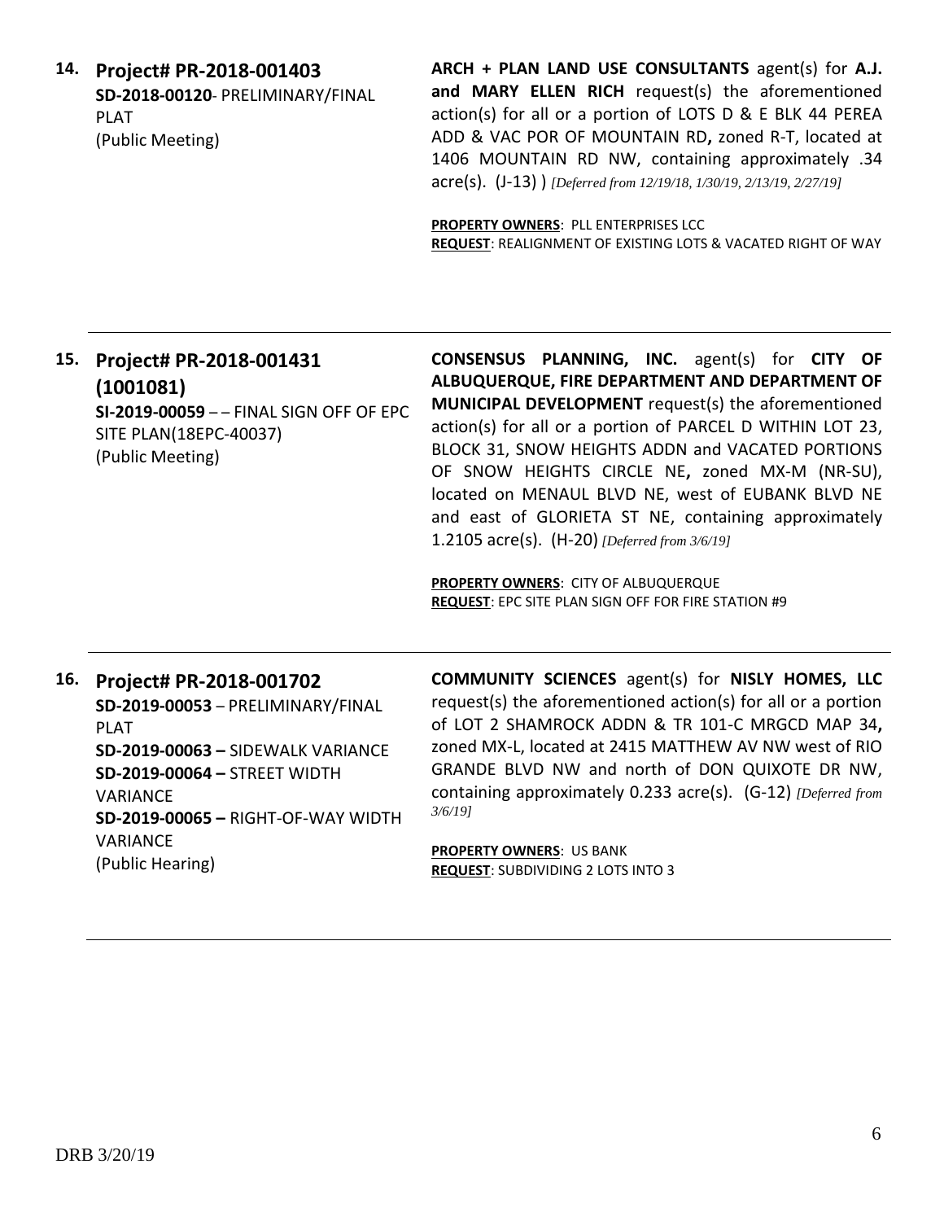**14. Project# PR-2018-001403**
**SD-2018-00120**- PRELIMINARY/FINAL PLAT
(Public Meeting)

**ARCH + PLAN LAND USE CONSULTANTS** agent(s) for **A.J. and MARY ELLEN RICH** request(s) the aforementioned action(s) for all or a portion of LOTS D & E BLK 44 PEREA ADD & VAC POR OF MOUNTAIN RD**,** zoned R-T, located at 1406 MOUNTAIN RD NW, containing approximately .34 acre(s). (J-13) ) *[Deferred from 12/19/18, 1/30/19, 2/13/19, 2/27/19]*

**PROPERTY OWNERS**: PLL ENTERPRISES LCC
**REQUEST**: REALIGNMENT OF EXISTING LOTS & VACATED RIGHT OF WAY

---

**15. Project# PR-2018-001431 (1001081)**
**SI-2019-00059** – – FINAL SIGN OFF OF EPC SITE PLAN(18EPC-40037)
(Public Meeting)

**CONSENSUS PLANNING, INC.** agent(s) for **CITY OF ALBUQUERQUE, FIRE DEPARTMENT AND DEPARTMENT OF MUNICIPAL DEVELOPMENT** request(s) the aforementioned action(s) for all or a portion of PARCEL D WITHIN LOT 23, BLOCK 31, SNOW HEIGHTS ADDN and VACATED PORTIONS OF SNOW HEIGHTS CIRCLE NE**,** zoned MX-M (NR-SU), located on MENAUL BLVD NE, west of EUBANK BLVD NE and east of GLORIETA ST NE, containing approximately 1.2105 acre(s). (H-20) *[Deferred from 3/6/19]*

**PROPERTY OWNERS**: CITY OF ALBUQUERQUE
**REQUEST**: EPC SITE PLAN SIGN OFF FOR FIRE STATION #9

---

**16. Project# PR-2018-001702**
**SD-2019-00053** – PRELIMINARY/FINAL PLAT
**SD-2019-00063 –** SIDEWALK VARIANCE
**SD-2019-00064 –** STREET WIDTH VARIANCE
**SD-2019-00065 –** RIGHT-OF-WAY WIDTH VARIANCE
(Public Hearing)

**COMMUNITY SCIENCES** agent(s) for **NISLY HOMES, LLC** request(s) the aforementioned action(s) for all or a portion of LOT 2 SHAMROCK ADDN & TR 101-C MRGCD MAP 34**,** zoned MX-L, located at 2415 MATTHEW AV NW west of RIO GRANDE BLVD NW and north of DON QUIXOTE DR NW, containing approximately 0.233 acre(s). (G-12) *[Deferred from 3/6/19]*

**PROPERTY OWNERS**: US BANK
**REQUEST**: SUBDIVIDING 2 LOTS INTO 3

---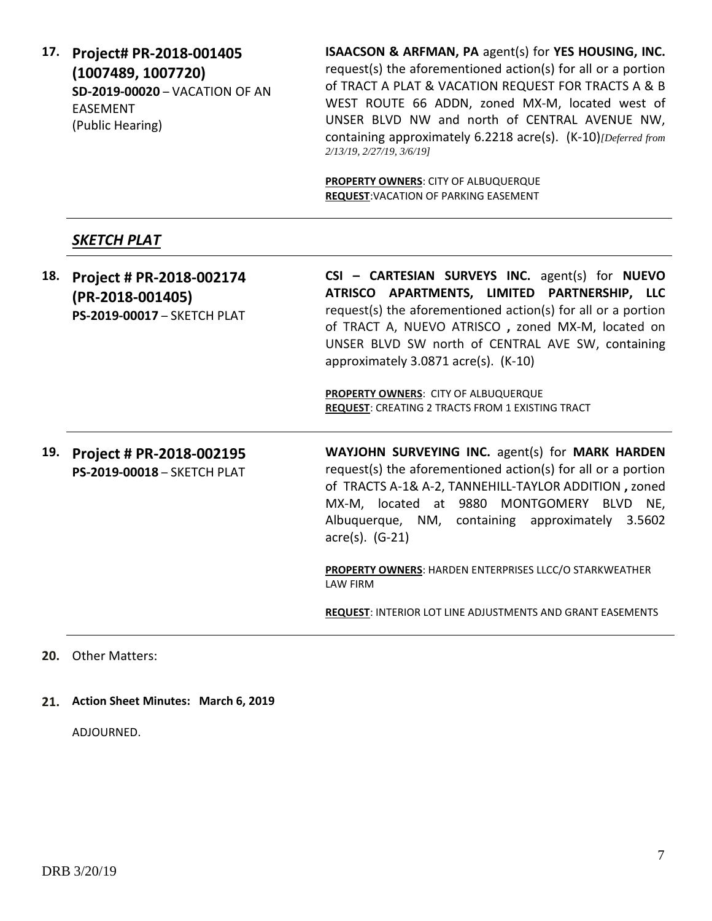**17. Project# PR-2018-001405 (1007489, 1007720)**
**SD-2019-00020** – VACATION OF AN EASEMENT
(Public Hearing)

**ISAACSON & ARFMAN, PA** agent(s) for **YES HOUSING, INC.** request(s) the aforementioned action(s) for all or a portion of TRACT A PLAT & VACATION REQUEST FOR TRACTS A & B WEST ROUTE 66 ADDN, zoned MX-M, located west of UNSER BLVD NW and north of CENTRAL AVENUE NW, containing approximately 6.2218 acre(s). (K-10)*[Deferred from 2/13/19, 2/27/19, 3/6/19]*

**PROPERTY OWNERS**: CITY OF ALBUQUERQUE
**REQUEST**:VACATION OF PARKING EASEMENT

---

## *SKETCH PLAT*

---

**18. Project # PR-2018-002174 (PR-2018-001405)**
**PS-2019-00017** – SKETCH PLAT

**CSI – CARTESIAN SURVEYS INC.** agent(s) for **NUEVO ATRISCO APARTMENTS, LIMITED PARTNERSHIP, LLC** request(s) the aforementioned action(s) for all or a portion of TRACT A, NUEVO ATRISCO **,** zoned MX-M, located on UNSER BLVD SW north of CENTRAL AVE SW, containing approximately 3.0871 acre(s). (K-10)

**PROPERTY OWNERS**: CITY OF ALBUQUERQUE
**REQUEST**: CREATING 2 TRACTS FROM 1 EXISTING TRACT

---

**19. Project # PR-2018-002195**
**PS-2019-00018** – SKETCH PLAT

**WAYJOHN SURVEYING INC.** agent(s) for **MARK HARDEN** request(s) the aforementioned action(s) for all or a portion of TRACTS A-1& A-2, TANNEHILL-TAYLOR ADDITION **,** zoned MX-M, located at 9880 MONTGOMERY BLVD NE, Albuquerque, NM, containing approximately 3.5602 acre(s). (G-21)

**PROPERTY OWNERS**: HARDEN ENTERPRISES LLCC/O STARKWEATHER LAW FIRM

**REQUEST**: INTERIOR LOT LINE ADJUSTMENTS AND GRANT EASEMENTS

---

**20.** Other Matters:

**21. Action Sheet Minutes: March 6, 2019**

ADJOURNED.